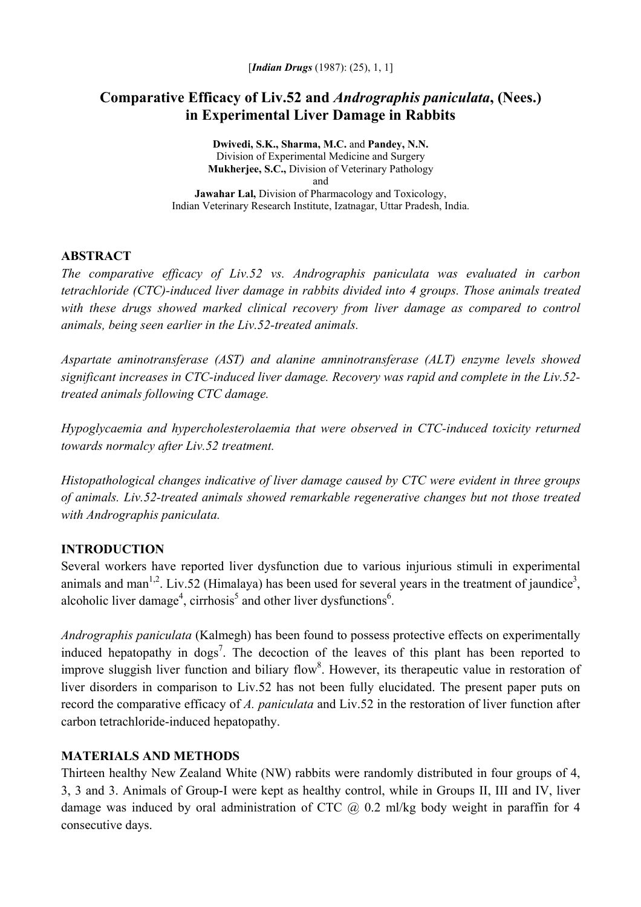[*Indian Drugs* (1987): (25), 1, 1]

# Comparative Efficacy of Liv.52 and *Andrographis paniculata*, (Nees.) in Experimental Liver Damage in Rabbits

**Dwivedi, S.K., Sharma, M.C.** and **Pandey, N.N.**
Division of Experimental Medicine and Surgery
**Mukherjee, S.C.,** Division of Veterinary Pathology
and
**Jawahar Lal,** Division of Pharmacology and Toxicology,
Indian Veterinary Research Institute, Izatnagar, Uttar Pradesh, India.

## ABSTRACT

*The comparative efficacy of Liv.52 vs. Andrographis paniculata was evaluated in carbon tetrachloride (CTC)-induced liver damage in rabbits divided into 4 groups. Those animals treated with these drugs showed marked clinical recovery from liver damage as compared to control animals, being seen earlier in the Liv.52-treated animals.*

*Aspartate aminotransferase (AST) and alanine amninotransferase (ALT) enzyme levels showed significant increases in CTC-induced liver damage. Recovery was rapid and complete in the Liv.52-treated animals following CTC damage.*

*Hypoglycaemia and hypercholesterolaemia that were observed in CTC-induced toxicity returned towards normalcy after Liv.52 treatment.*

*Histopathological changes indicative of liver damage caused by CTC were evident in three groups of animals. Liv.52-treated animals showed remarkable regenerative changes but not those treated with Andrographis paniculata.*

## INTRODUCTION

Several workers have reported liver dysfunction due to various injurious stimuli in experimental animals and man[1,2]. Liv.52 (Himalaya) has been used for several years in the treatment of jaundice[3], alcoholic liver damage[4], cirrhosis[5] and other liver dysfunctions[6].

*Andrographis paniculata* (Kalmegh) has been found to possess protective effects on experimentally induced hepatopathy in dogs[7]. The decoction of the leaves of this plant has been reported to improve sluggish liver function and biliary flow[8]. However, its therapeutic value in restoration of liver disorders in comparison to Liv.52 has not been fully elucidated. The present paper puts on record the comparative efficacy of *A. paniculata* and Liv.52 in the restoration of liver function after carbon tetrachloride-induced hepatopathy.

## MATERIALS AND METHODS

Thirteen healthy New Zealand White (NW) rabbits were randomly distributed in four groups of 4, 3, 3 and 3. Animals of Group-I were kept as healthy control, while in Groups II, III and IV, liver damage was induced by oral administration of CTC @ 0.2 ml/kg body weight in paraffin for 4 consecutive days.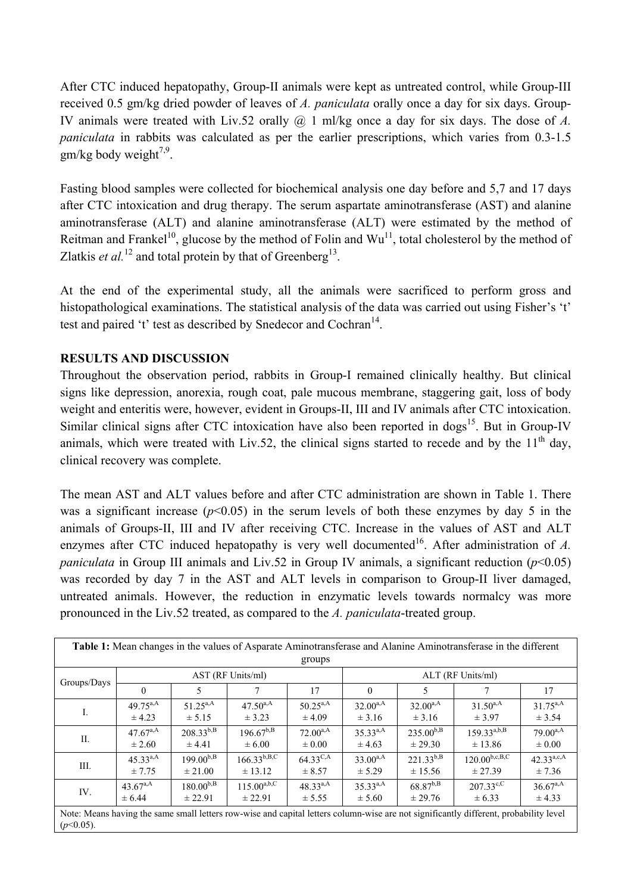After CTC induced hepatopathy, Group-II animals were kept as untreated control, while Group-III received 0.5 gm/kg dried powder of leaves of *A. paniculata* orally once a day for six days. Group-IV animals were treated with Liv.52 orally @ 1 ml/kg once a day for six days. The dose of *A. paniculata* in rabbits was calculated as per the earlier prescriptions, which varies from 0.3-1.5 gm/kg body weight[7,9].

Fasting blood samples were collected for biochemical analysis one day before and 5,7 and 17 days after CTC intoxication and drug therapy. The serum aspartate aminotransferase (AST) and alanine aminotransferase (ALT) and alanine aminotransferase (ALT) were estimated by the method of Reitman and Frankel[10], glucose by the method of Folin and Wu[11], total cholesterol by the method of Zlatkis *et al.*[12] and total protein by that of Greenberg[13].

At the end of the experimental study, all the animals were sacrificed to perform gross and histopathological examinations. The statistical analysis of the data was carried out using Fisher's 't' test and paired 't' test as described by Snedecor and Cochran[14].

## RESULTS AND DISCUSSION

Throughout the observation period, rabbits in Group-I remained clinically healthy. But clinical signs like depression, anorexia, rough coat, pale mucous membrane, staggering gait, loss of body weight and enteritis were, however, evident in Groups-II, III and IV animals after CTC intoxication. Similar clinical signs after CTC intoxication have also been reported in dogs[15]. But in Group-IV animals, which were treated with Liv.52, the clinical signs started to recede and by the 11th day, clinical recovery was complete.

The mean AST and ALT values before and after CTC administration are shown in Table 1. There was a significant increase ($p<0.05$) in the serum levels of both these enzymes by day 5 in the animals of Groups-II, III and IV after receiving CTC. Increase in the values of AST and ALT enzymes after CTC induced hepatopathy is very well documented[16]. After administration of *A. paniculata* in Group III animals and Liv.52 in Group IV animals, a significant reduction ($p<0.05$) was recorded by day 7 in the AST and ALT levels in comparison to Group-II liver damaged, untreated animals. However, the reduction in enzymatic levels towards normalcy was more pronounced in the Liv.52 treated, as compared to the *A. paniculata*-treated group.

**Table 1:** Mean changes in the values of Asparate Aminotransferase and Alanine Aminotransferase in the different groups

| Groups/Days | AST (RF Units/ml) | | | | ALT (RF Units/ml) | | | |
|---|---|---|---|---|---|---|---|---|
| | 0 | 5 | 7 | 17 | 0 | 5 | 7 | 17 |
| I. | $49.75^{a,A}$ ± 4.23 | $51.25^{a,A}$ ± 5.15 | $47.50^{a,A}$ ± 3.23 | $50.25^{a,A}$ ± 4.09 | $32.00^{a,A}$ ± 3.16 | $32.00^{a,A}$ ± 3.16 | $31.50^{a,A}$ ± 3.97 | $31.75^{a,A}$ ± 3.54 |
| II. | $47.67^{a,A}$ ± 2.60 | $208.33^{b,B}$ ± 4.41 | $196.67^{b,B}$ ± 6.00 | $72.00^{a,A}$ ± 0.00 | $35.33^{a,A}$ ± 4.63 | $235.00^{b,B}$ ± 29.30 | $159.33^{a,b,B}$ ± 13.86 | $79.00^{a,A}$ ± 0.00 |
| III. | $45.33^{a,A}$ ± 7.75 | $199.00^{b,B}$ ± 21.00 | $166.33^{b,B,C}$ ± 13.12 | $64.33^{C,A}$ ± 8.57 | $33.00^{a,A}$ ± 5.29 | $221.33^{b,B}$ ± 15.56 | $120.00^{b,c,B,C}$ ± 27.39 | $42.33^{a,c,A}$ ± 7.36 |
| IV. | $43.67^{a,A}$ ± 6.44 | $180.00^{b,B}$ ± 22.91 | $115.00^{a,b,C}$ ± 22.91 | $48.33^{a,A}$ ± 5.55 | $35.33^{a,A}$ ± 5.60 | $68.87^{b,B}$ ± 29.76 | $207.33^{c,C}$ ± 6.33 | $36.67^{a,A}$ ± 4.33 |

Note: Means having the same small letters row-wise and capital letters column-wise are not significantly different, probability level ($p<0.05$).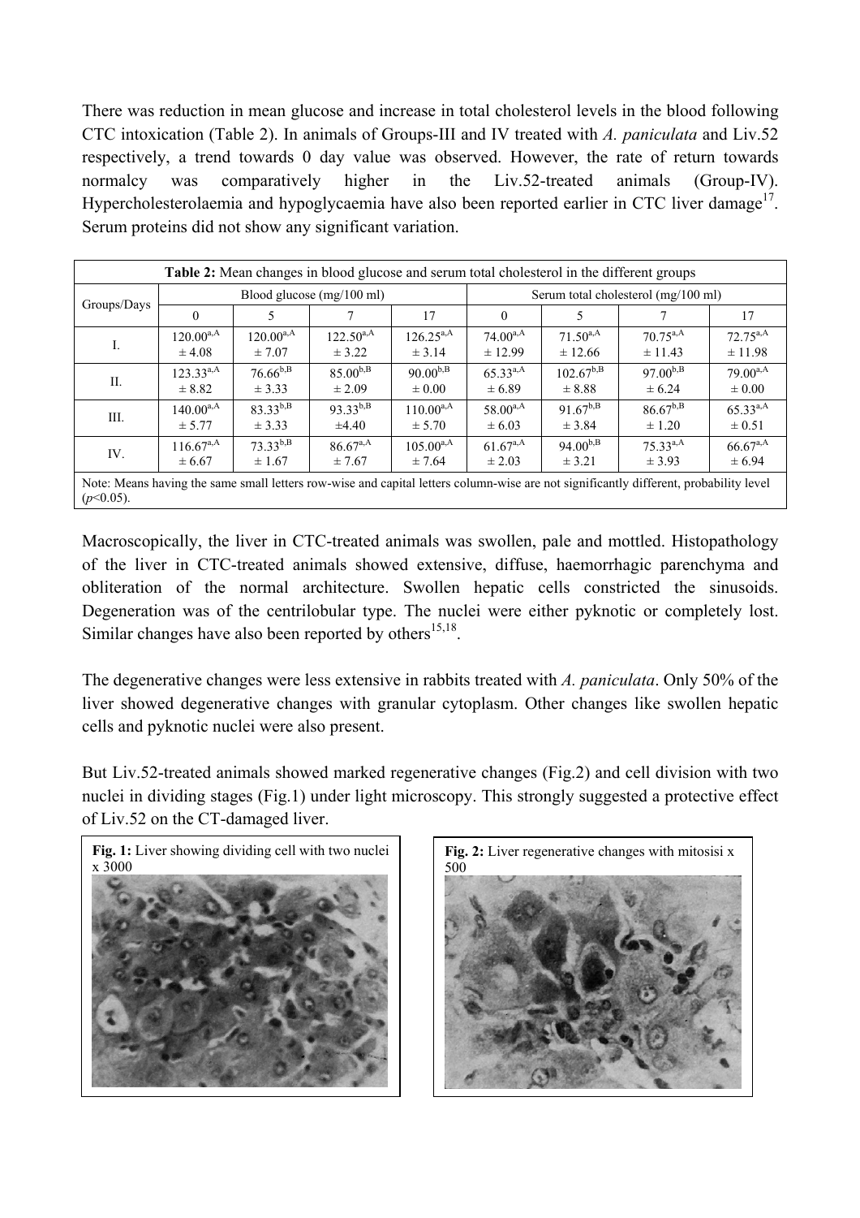There was reduction in mean glucose and increase in total cholesterol levels in the blood following CTC intoxication (Table 2). In animals of Groups-III and IV treated with *A. paniculata* and Liv.52 respectively, a trend towards 0 day value was observed. However, the rate of return towards normalcy was comparatively higher in the Liv.52-treated animals (Group-IV). Hypercholesterolaemia and hypoglycaemia have also been reported earlier in CTC liver damage[17]. Serum proteins did not show any significant variation.

**Table 2:** Mean changes in blood glucose and serum total cholesterol in the different groups

| Groups/Days | Blood glucose (mg/100 ml) | | | | Serum total cholesterol (mg/100 ml) | | | |
|---|---|---|---|---|---|---|---|---|
| | 0 | 5 | 7 | 17 | 0 | 5 | 7 | 17 |
| I. | $120.00^{a,A}$ ± 4.08 | $120.00^{a,A}$ ± 7.07 | $122.50^{a,A}$ ± 3.22 | $126.25^{a,A}$ ± 3.14 | $74.00^{a,A}$ ± 12.99 | $71.50^{a,A}$ ± 12.66 | $70.75^{a,A}$ ± 11.43 | $72.75^{a,A}$ ± 11.98 |
| II. | $123.33^{a,A}$ ± 8.82 | $76.66^{b,B}$ ± 3.33 | $85.00^{b,B}$ ± 2.09 | $90.00^{b,B}$ ± 0.00 | $65.33^{a,A}$ ± 6.89 | $102.67^{b,B}$ ± 8.88 | $97.00^{b,B}$ ± 6.24 | $79.00^{a,A}$ ± 0.00 |
| III. | $140.00^{a,A}$ ± 5.77 | $83.33^{b,B}$ ± 3.33 | $93.33^{b,B}$ ±4.40 | $110.00^{a,A}$ ± 5.70 | $58.00^{a,A}$ ± 6.03 | $91.67^{b,B}$ ± 3.84 | $86.67^{b,B}$ ± 1.20 | $65.33^{a,A}$ ± 0.51 |
| IV. | $116.67^{a,A}$ ± 6.67 | $73.33^{b,B}$ ± 1.67 | $86.67^{a,A}$ ± 7.67 | $105.00^{a,A}$ ± 7.64 | $61.67^{a,A}$ ± 2.03 | $94.00^{b,B}$ ± 3.21 | $75.33^{a,A}$ ± 3.93 | $66.67^{a,A}$ ± 6.94 |

Note: Means having the same small letters row-wise and capital letters column-wise are not significantly different, probability level ($p$<0.05).

Macroscopically, the liver in CTC-treated animals was swollen, pale and mottled. Histopathology of the liver in CTC-treated animals showed extensive, diffuse, haemorrhagic parenchyma and obliteration of the normal architecture. Swollen hepatic cells constricted the sinusoids. Degeneration was of the centrilobular type. The nuclei were either pyknotic or completely lost. Similar changes have also been reported by others[15,18].

The degenerative changes were less extensive in rabbits treated with *A. paniculata*. Only 50% of the liver showed degenerative changes with granular cytoplasm. Other changes like swollen hepatic cells and pyknotic nuclei were also present.

But Liv.52-treated animals showed marked regenerative changes (Fig.2) and cell division with two nuclei in dividing stages (Fig.1) under light microscopy. This strongly suggested a protective effect of Liv.52 on the CT-damaged liver.

**Fig. 1:** Liver showing dividing cell with two nuclei x 3000

**Fig. 2:** Liver regenerative changes with mitosisi x 500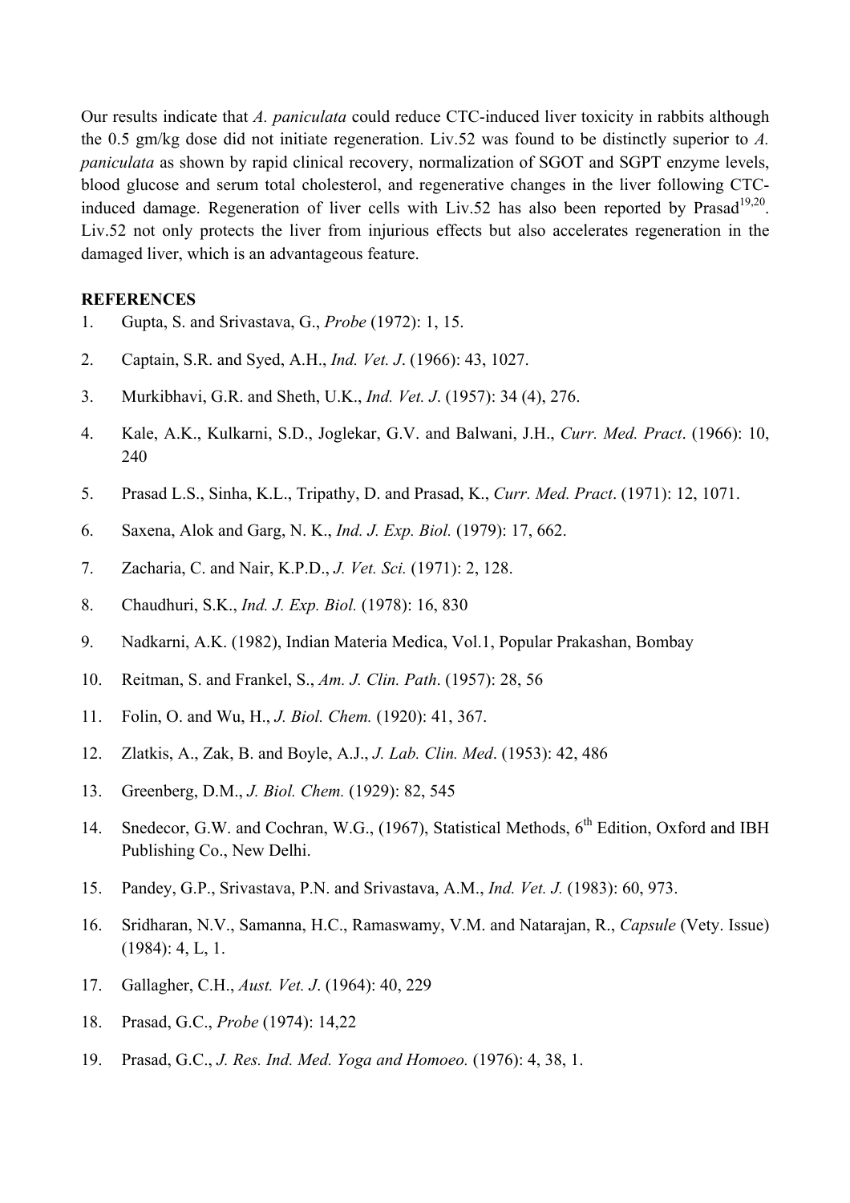Our results indicate that *A. paniculata* could reduce CTC-induced liver toxicity in rabbits although the 0.5 gm/kg dose did not initiate regeneration. Liv.52 was found to be distinctly superior to *A. paniculata* as shown by rapid clinical recovery, normalization of SGOT and SGPT enzyme levels, blood glucose and serum total cholesterol, and regenerative changes in the liver following CTC-induced damage. Regeneration of liver cells with Liv.52 has also been reported by Prasad[19,20]. Liv.52 not only protects the liver from injurious effects but also accelerates regeneration in the damaged liver, which is an advantageous feature.

**REFERENCES**

1. Gupta, S. and Srivastava, G., *Probe* (1972): 1, 15.
2. Captain, S.R. and Syed, A.H., *Ind. Vet. J*. (1966): 43, 1027.
3. Murkibhavi, G.R. and Sheth, U.K., *Ind. Vet. J*. (1957): 34 (4), 276.
4. Kale, A.K., Kulkarni, S.D., Joglekar, G.V. and Balwani, J.H., *Curr. Med. Pract*. (1966): 10, 240
5. Prasad L.S., Sinha, K.L., Tripathy, D. and Prasad, K., *Curr. Med. Pract*. (1971): 12, 1071.
6. Saxena, Alok and Garg, N. K., *Ind. J. Exp. Biol.* (1979): 17, 662.
7. Zacharia, C. and Nair, K.P.D., *J. Vet. Sci.* (1971): 2, 128.
8. Chaudhuri, S.K., *Ind. J. Exp. Biol.* (1978): 16, 830
9. Nadkarni, A.K. (1982), Indian Materia Medica, Vol.1, Popular Prakashan, Bombay
10. Reitman, S. and Frankel, S., *Am. J. Clin. Path*. (1957): 28, 56
11. Folin, O. and Wu, H., *J. Biol. Chem.* (1920): 41, 367.
12. Zlatkis, A., Zak, B. and Boyle, A.J., *J. Lab. Clin. Med*. (1953): 42, 486
13. Greenberg, D.M., *J. Biol. Chem.* (1929): 82, 545
14. Snedecor, G.W. and Cochran, W.G., (1967), Statistical Methods, 6th Edition, Oxford and IBH Publishing Co., New Delhi.
15. Pandey, G.P., Srivastava, P.N. and Srivastava, A.M., *Ind. Vet. J.* (1983): 60, 973.
16. Sridharan, N.V., Samanna, H.C., Ramaswamy, V.M. and Natarajan, R., *Capsule* (Vety. Issue) (1984): 4, L, 1.
17. Gallagher, C.H., *Aust. Vet. J*. (1964): 40, 229
18. Prasad, G.C., *Probe* (1974): 14,22
19. Prasad, G.C., *J. Res. Ind. Med. Yoga and Homoeo.* (1976): 4, 38, 1.